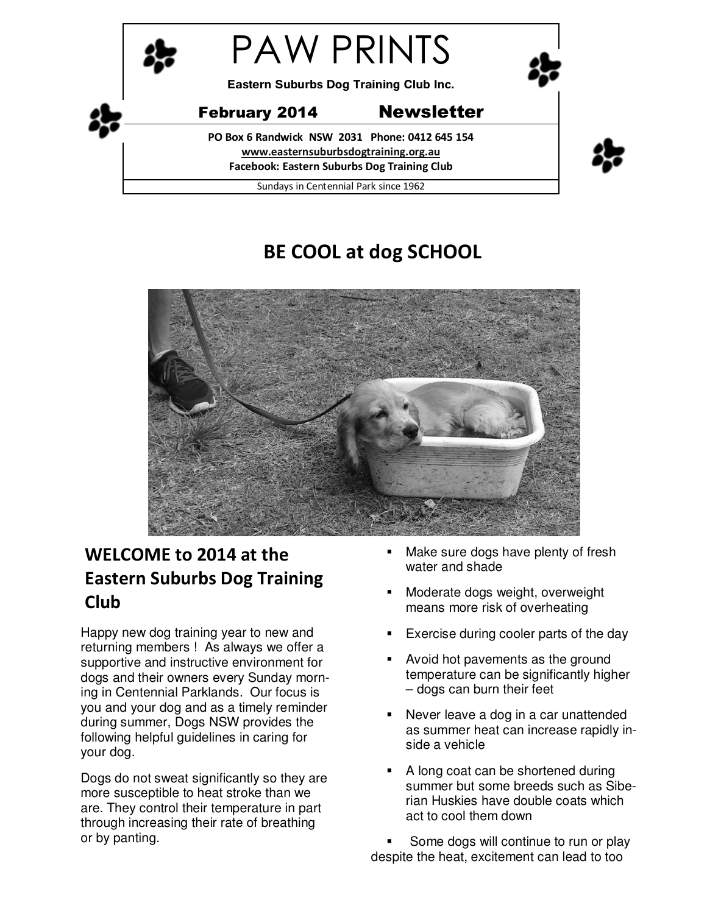# PAW PRINTS

**Eastern Suburbs Dog Training Club Inc.**

**February 2014 Newsletter**

**PO Box 6 Randwick NSW 2031 Phone: 0412 645 154**
**www.easternsuburbsdogtraining.org.au**
**Facebook: Eastern Suburbs Dog Training Club**

Sundays in Centennial Park since 1962

## BE COOL at dog SCHOOL

## WELCOME to 2014 at the Eastern Suburbs Dog Training Club

Happy new dog training year to new and returning members ! As always we offer a supportive and instructive environment for dogs and their owners every Sunday morning in Centennial Parklands. Our focus is you and your dog and as a timely reminder during summer, Dogs NSW provides the following helpful guidelines in caring for your dog.

Dogs do not sweat significantly so they are more susceptible to heat stroke than we are. They control their temperature in part through increasing their rate of breathing or by panting.

- Make sure dogs have plenty of fresh water and shade
- Moderate dogs weight, overweight means more risk of overheating
- Exercise during cooler parts of the day
- Avoid hot pavements as the ground temperature can be significantly higher – dogs can burn their feet
- Never leave a dog in a car unattended as summer heat can increase rapidly inside a vehicle
- A long coat can be shortened during summer but some breeds such as Siberian Huskies have double coats which act to cool them down
- Some dogs will continue to run or play despite the heat, excitement can lead to too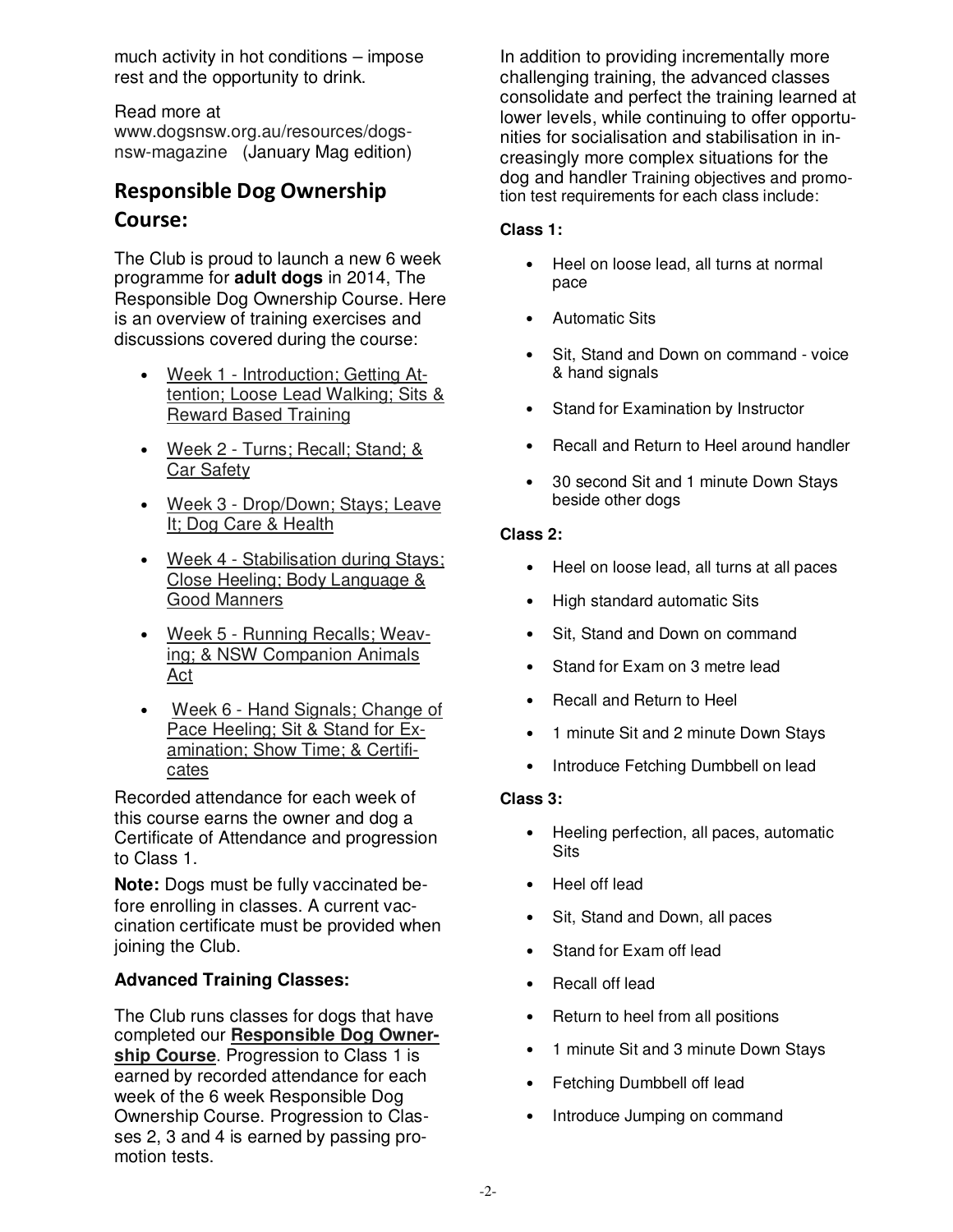much activity in hot conditions – impose rest and the opportunity to drink.

Read more at www.dogsnsw.org.au/resources/dogs-nsw-magazine (January Mag edition)

## Responsible Dog Ownership Course:

The Club is proud to launch a new 6 week programme for **adult dogs** in 2014, The Responsible Dog Ownership Course. Here is an overview of training exercises and discussions covered during the course:

- Week 1 - Introduction; Getting Attention; Loose Lead Walking; Sits & Reward Based Training
- Week 2 - Turns; Recall; Stand; & Car Safety
- Week 3 - Drop/Down; Stays; Leave It; Dog Care & Health
- Week 4 - Stabilisation during Stays; Close Heeling; Body Language & Good Manners
- Week 5 - Running Recalls; Weaving; & NSW Companion Animals Act
- Week 6 - Hand Signals; Change of Pace Heeling; Sit & Stand for Examination; Show Time; & Certificates

Recorded attendance for each week of this course earns the owner and dog a Certificate of Attendance and progression to Class 1.

**Note:** Dogs must be fully vaccinated before enrolling in classes. A current vaccination certificate must be provided when joining the Club.

### Advanced Training Classes:

The Club runs classes for dogs that have completed our **Responsible Dog Ownership Course**. Progression to Class 1 is earned by recorded attendance for each week of the 6 week Responsible Dog Ownership Course. Progression to Classes 2, 3 and 4 is earned by passing promotion tests.

In addition to providing incrementally more challenging training, the advanced classes consolidate and perfect the training learned at lower levels, while continuing to offer opportunities for socialisation and stabilisation in increasingly more complex situations for the dog and handler Training objectives and promotion test requirements for each class include:

**Class 1:**

- Heel on loose lead, all turns at normal pace
- Automatic Sits
- Sit, Stand and Down on command - voice & hand signals
- Stand for Examination by Instructor
- Recall and Return to Heel around handler
- 30 second Sit and 1 minute Down Stays beside other dogs

**Class 2:**

- Heel on loose lead, all turns at all paces
- High standard automatic Sits
- Sit, Stand and Down on command
- Stand for Exam on 3 metre lead
- Recall and Return to Heel
- 1 minute Sit and 2 minute Down Stays
- Introduce Fetching Dumbbell on lead

**Class 3:**

- Heeling perfection, all paces, automatic Sits
- Heel off lead
- Sit, Stand and Down, all paces
- Stand for Exam off lead
- Recall off lead
- Return to heel from all positions
- 1 minute Sit and 3 minute Down Stays
- Fetching Dumbbell off lead
- Introduce Jumping on command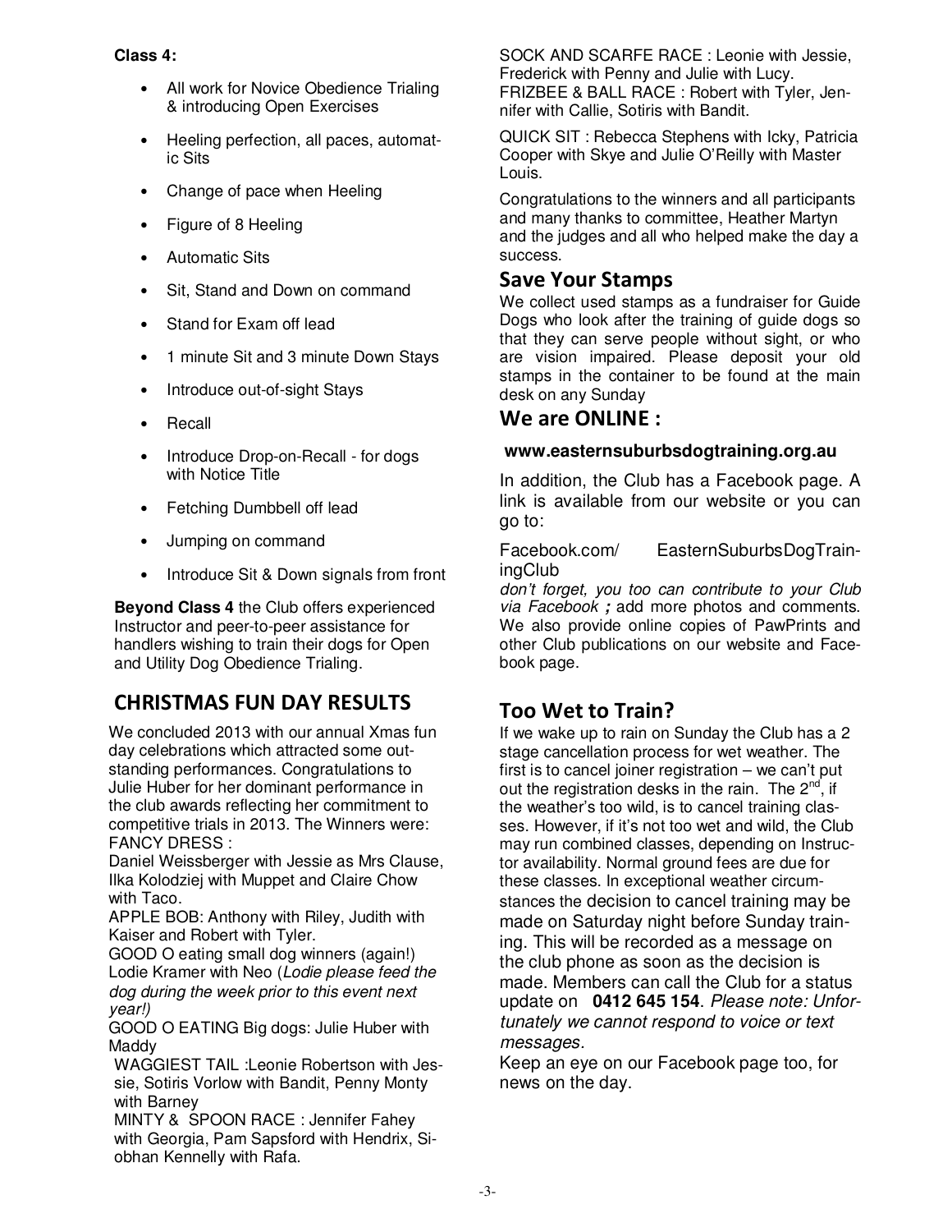**Class 4:**

- All work for Novice Obedience Trialing & introducing Open Exercises
- Heeling perfection, all paces, automatic Sits
- Change of pace when Heeling
- Figure of 8 Heeling
- Automatic Sits
- Sit, Stand and Down on command
- Stand for Exam off lead
- 1 minute Sit and 3 minute Down Stays
- Introduce out-of-sight Stays
- Recall
- Introduce Drop-on-Recall - for dogs with Notice Title
- Fetching Dumbbell off lead
- Jumping on command
- Introduce Sit & Down signals from front

**Beyond Class 4** the Club offers experienced Instructor and peer-to-peer assistance for handlers wishing to train their dogs for Open and Utility Dog Obedience Trialing.

## CHRISTMAS FUN DAY RESULTS

We concluded 2013 with our annual Xmas fun day celebrations which attracted some outstanding performances. Congratulations to Julie Huber for her dominant performance in the club awards reflecting her commitment to competitive trials in 2013. The Winners were:

FANCY DRESS :
Daniel Weissberger with Jessie as Mrs Clause, Ilka Kolodziej with Muppet and Claire Chow with Taco.

APPLE BOB: Anthony with Riley, Judith with Kaiser and Robert with Tyler.

GOOD O eating small dog winners (again!) Lodie Kramer with Neo (*Lodie please feed the dog during the week prior to this event next year!)*

GOOD O EATING Big dogs: Julie Huber with Maddy

WAGGIEST TAIL :Leonie Robertson with Jessie, Sotiris Vorlow with Bandit, Penny Monty with Barney

MINTY & SPOON RACE : Jennifer Fahey with Georgia, Pam Sapsford with Hendrix, Siobhan Kennelly with Rafa.

SOCK AND SCARFE RACE : Leonie with Jessie, Frederick with Penny and Julie with Lucy.

FRIZBEE & BALL RACE : Robert with Tyler, Jennifer with Callie, Sotiris with Bandit.

QUICK SIT : Rebecca Stephens with Icky, Patricia Cooper with Skye and Julie O'Reilly with Master Louis.

Congratulations to the winners and all participants and many thanks to committee, Heather Martyn and the judges and all who helped make the day a success.

## Save Your Stamps

We collect used stamps as a fundraiser for Guide Dogs who look after the training of guide dogs so that they can serve people without sight, or who are vision impaired. Please deposit your old stamps in the container to be found at the main desk on any Sunday

## We are ONLINE :

**www.easternsuburbsdogtraining.org.au**

In addition, the Club has a Facebook page. A link is available from our website or you can go to:

Facebook.com/ EasternSuburbsDogTrainingClub

*don't forget, you too can contribute to your Club via Facebook* **;** add more photos and comments. We also provide online copies of PawPrints and other Club publications on our website and Facebook page.

## Too Wet to Train?

If we wake up to rain on Sunday the Club has a 2 stage cancellation process for wet weather. The first is to cancel joiner registration – we can't put out the registration desks in the rain. The 2nd, if the weather's too wild, is to cancel training classes. However, if it's not too wet and wild, the Club may run combined classes, depending on Instructor availability. Normal ground fees are due for these classes. In exceptional weather circumstances the decision to cancel training may be made on Saturday night before Sunday training. This will be recorded as a message on the club phone as soon as the decision is made. Members can call the Club for a status update on **0412 645 154**. *Please note: Unfortunately we cannot respond to voice or text messages.*

Keep an eye on our Facebook page too, for news on the day.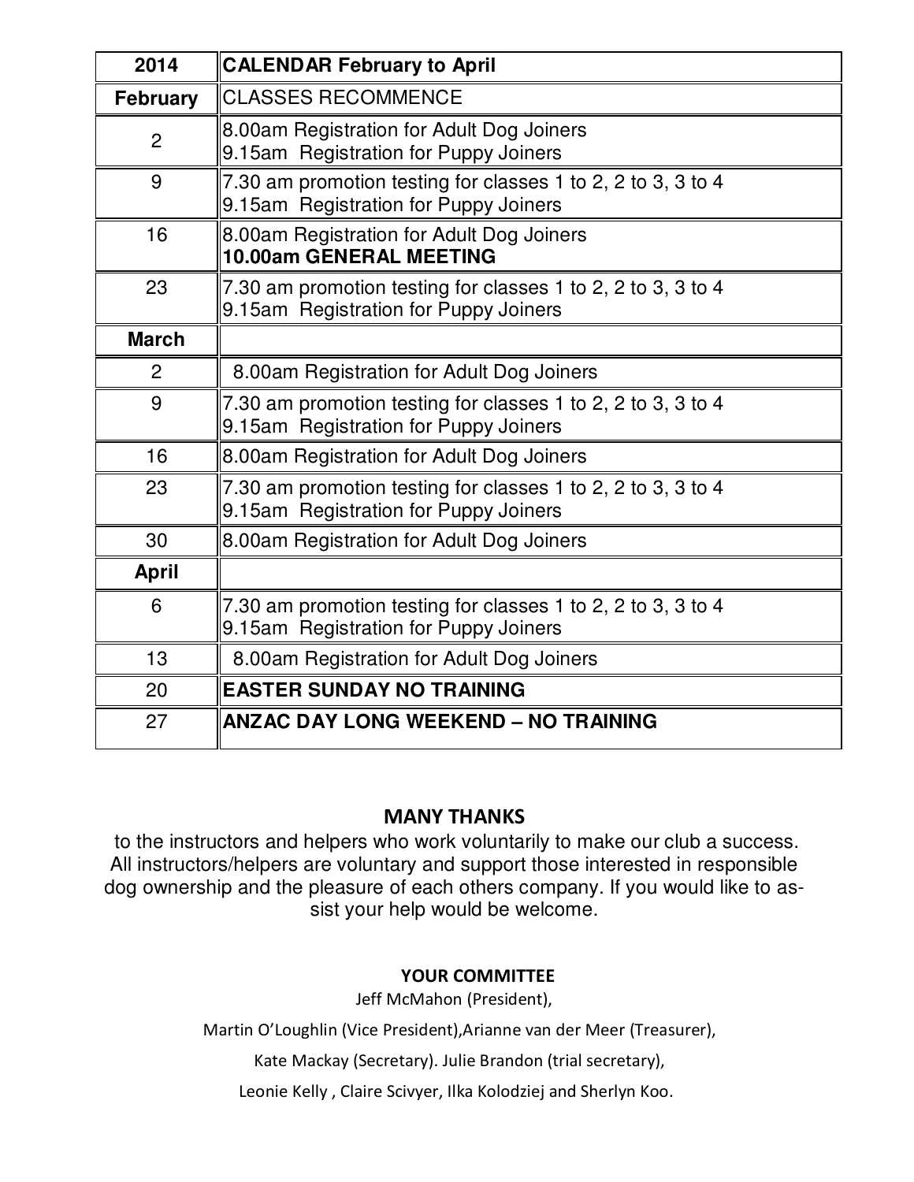| 2014 | **CALENDAR February to April** |
|---|---|
| **February** | CLASSES RECOMMENCE |
| 2 | 8.00am Registration for Adult Dog Joiners<br>9.15am Registration for Puppy Joiners |
| 9 | 7.30 am promotion testing for classes 1 to 2, 2 to 3, 3 to 4<br>9.15am Registration for Puppy Joiners |
| 16 | 8.00am Registration for Adult Dog Joiners<br>**10.00am GENERAL MEETING** |
| 23 | 7.30 am promotion testing for classes 1 to 2, 2 to 3, 3 to 4<br>9.15am Registration for Puppy Joiners |
| **March** | |
| 2 | 8.00am Registration for Adult Dog Joiners |
| 9 | 7.30 am promotion testing for classes 1 to 2, 2 to 3, 3 to 4<br>9.15am Registration for Puppy Joiners |
| 16 | 8.00am Registration for Adult Dog Joiners |
| 23 | 7.30 am promotion testing for classes 1 to 2, 2 to 3, 3 to 4<br>9.15am Registration for Puppy Joiners |
| 30 | 8.00am Registration for Adult Dog Joiners |
| **April** | |
| 6 | 7.30 am promotion testing for classes 1 to 2, 2 to 3, 3 to 4<br>9.15am Registration for Puppy Joiners |
| 13 | 8.00am Registration for Adult Dog Joiners |
| 20 | **EASTER SUNDAY NO TRAINING** |
| 27 | **ANZAC DAY LONG WEEKEND – NO TRAINING** |

## MANY THANKS

to the instructors and helpers who work voluntarily to make our club a success. All instructors/helpers are voluntary and support those interested in responsible dog ownership and the pleasure of each others company. If you would like to assist your help would be welcome.

**YOUR COMMITTEE**

Jeff McMahon (President),

Martin O'Loughlin (Vice President),Arianne van der Meer (Treasurer),

Kate Mackay (Secretary). Julie Brandon (trial secretary),

Leonie Kelly , Claire Scivyer, Ilka Kolodziej and Sherlyn Koo.